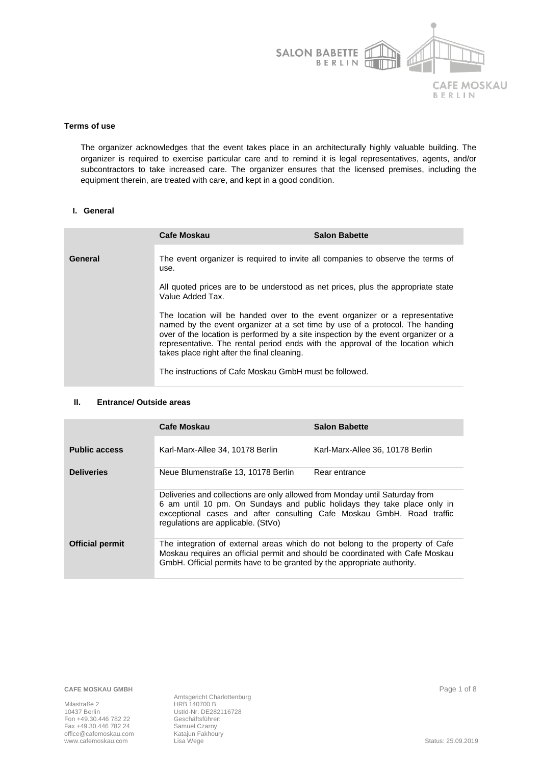**Terms of use**

The organizer acknowledges that the event takes place in an architecturally highly valuable building. The organizer is required to exercise particular care and to remind it is legal representatives, agents, and/or subcontractors to take increased care. The organizer ensures that the licensed premises, including the equipment therein, are treated with care, and kept in a good condition.

## I. General

| | Cafe Moskau | Salon Babette |
|---|---|---|
| **General** | The event organizer is required to invite all companies to observe the terms of use.<br><br>All quoted prices are to be understood as net prices, plus the appropriate state Value Added Tax.<br><br>The location will be handed over to the event organizer or a representative named by the event organizer at a set time by use of a protocol. The handing over of the location is performed by a site inspection by the event organizer or a representative. The rental period ends with the approval of the location which takes place right after the final cleaning.<br><br>The instructions of Cafe Moskau GmbH must be followed. | |

## II. Entrance/ Outside areas

| | Cafe Moskau | Salon Babette |
|---|---|---|
| **Public access** | Karl-Marx-Allee 34, 10178 Berlin | Karl-Marx-Allee 36, 10178 Berlin |
| **Deliveries** | Neue Blumenstraße 13, 10178 Berlin | Rear entrance |
| | Deliveries and collections are only allowed from Monday until Saturday from 6 am until 10 pm. On Sundays and public holidays they take place only in exceptional cases and after consulting Cafe Moskau GmbH. Road traffic regulations are applicable. (StVo) | |
| **Official permit** | The integration of external areas which do not belong to the property of Cafe Moskau requires an official permit and should be coordinated with Cafe Moskau GmbH. Official permits have to be granted by the appropriate authority. | |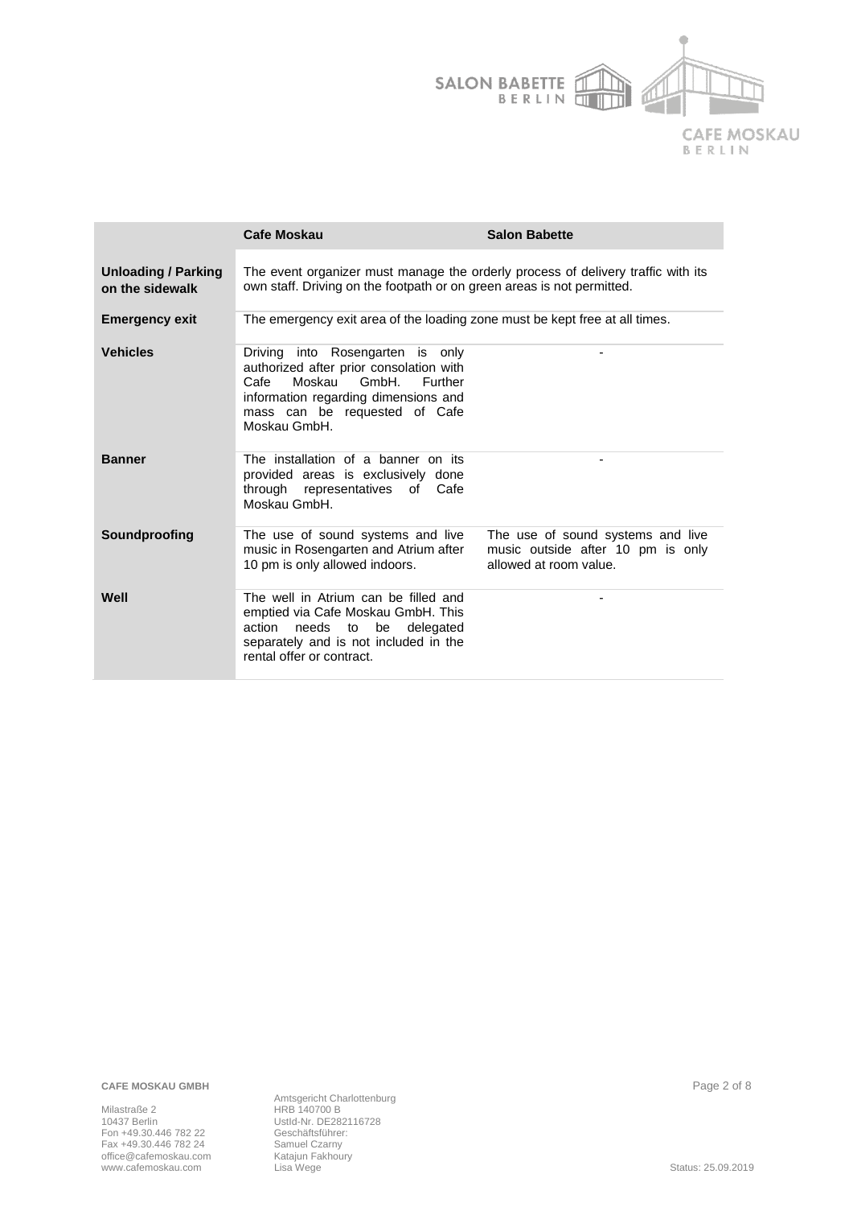| | Cafe Moskau | Salon Babette |
|---|---|---|
| **Unloading / Parking on the sidewalk** | The event organizer must manage the orderly process of delivery traffic with its own staff. Driving on the footpath or on green areas is not permitted. | |
| **Emergency exit** | The emergency exit area of the loading zone must be kept free at all times. | |
| **Vehicles** | Driving into Rosengarten is only authorized after prior consolation with Cafe Moskau GmbH. Further information regarding dimensions and mass can be requested of Cafe Moskau GmbH. | - |
| **Banner** | The installation of a banner on its provided areas is exclusively done through representatives of Cafe Moskau GmbH. | - |
| **Soundproofing** | The use of sound systems and live music in Rosengarten and Atrium after 10 pm is only allowed indoors. | The use of sound systems and live music outside after 10 pm is only allowed at room value. |
| **Well** | The well in Atrium can be filled and emptied via Cafe Moskau GmbH. This action needs to be delegated separately and is not included in the rental offer or contract. | - |

**CAFE MOSKAU GMBH**

Milastraße 2
10437 Berlin
Fon +49.30.446 782 22
Fax +49.30.446 782 24
office@cafemoskau.com
www.cafemoskau.com

Amtsgericht Charlottenburg
HRB 140700 B
UstId-Nr. DE282116728
Geschäftsführer:
Samuel Czarny
Katajun Fakhoury
Lisa Wege

Status: 25.09.2019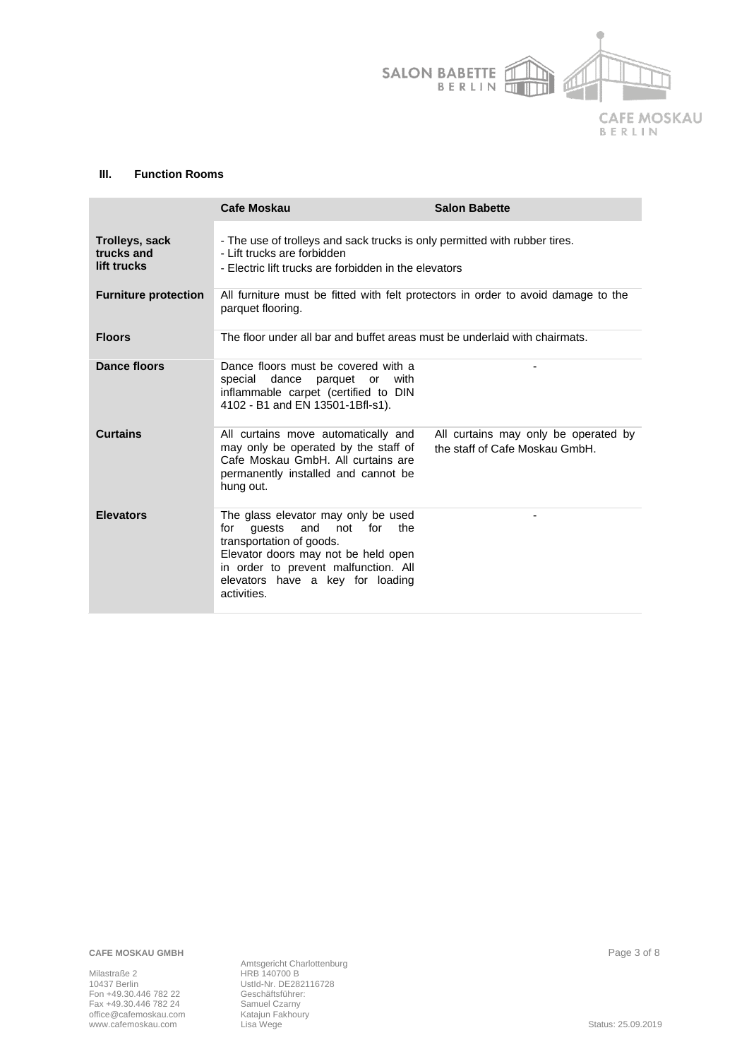### III. Function Rooms

| | Cafe Moskau | Salon Babette |
|---|---|---|
| **Trolleys, sack trucks and lift trucks** | - The use of trolleys and sack trucks is only permitted with rubber tires.<br>- Lift trucks are forbidden<br>- Electric lift trucks are forbidden in the elevators | |
| **Furniture protection** | All furniture must be fitted with felt protectors in order to avoid damage to the parquet flooring. | |
| **Floors** | The floor under all bar and buffet areas must be underlaid with chairmats. | |
| **Dance floors** | Dance floors must be covered with a special dance parquet or with inflammable carpet (certified to DIN 4102 - B1 and EN 13501-1Bfl-s1). | - |
| **Curtains** | All curtains move automatically and may only be operated by the staff of Cafe Moskau GmbH. All curtains are permanently installed and cannot be hung out. | All curtains may only be operated by the staff of Cafe Moskau GmbH. |
| **Elevators** | The glass elevator may only be used for guests and not for the transportation of goods.<br>Elevator doors may not be held open in order to prevent malfunction. All elevators have a key for loading activities. | - |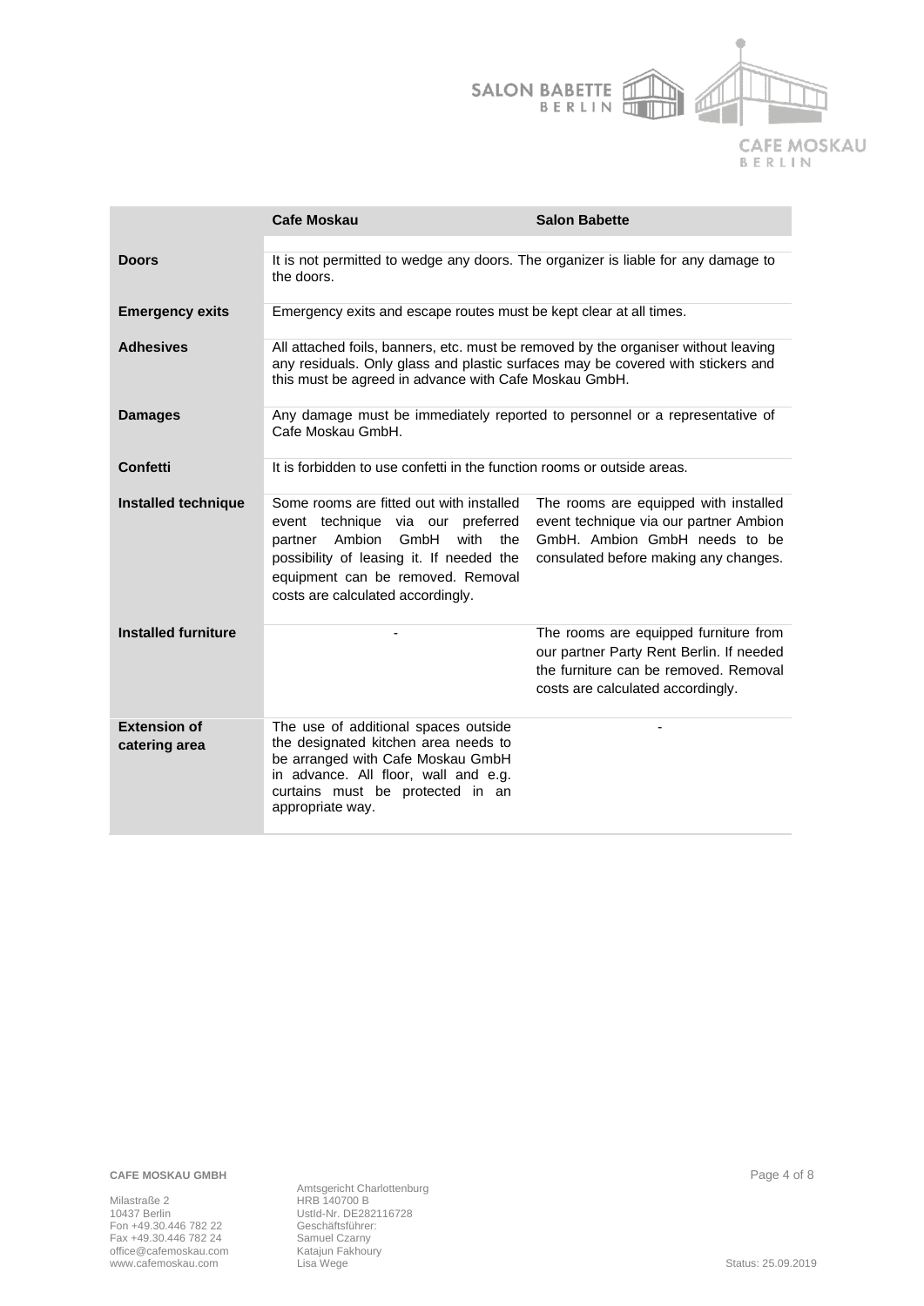| | Cafe Moskau | Salon Babette |
|---|---|---|
| **Doors** | It is not permitted to wedge any doors. The organizer is liable for any damage to the doors. | |
| **Emergency exits** | Emergency exits and escape routes must be kept clear at all times. | |
| **Adhesives** | All attached foils, banners, etc. must be removed by the organiser without leaving any residuals. Only glass and plastic surfaces may be covered with stickers and this must be agreed in advance with Cafe Moskau GmbH. | |
| **Damages** | Any damage must be immediately reported to personnel or a representative of Cafe Moskau GmbH. | |
| **Confetti** | It is forbidden to use confetti in the function rooms or outside areas. | |
| **Installed technique** | Some rooms are fitted out with installed event technique via our preferred partner Ambion GmbH with the possibility of leasing it. If needed the equipment can be removed. Removal costs are calculated accordingly. | The rooms are equipped with installed event technique via our partner Ambion GmbH. Ambion GmbH needs to be consulated before making any changes. |
| **Installed furniture** | - | The rooms are equipped furniture from our partner Party Rent Berlin. If needed the furniture can be removed. Removal costs are calculated accordingly. |
| **Extension of catering area** | The use of additional spaces outside the designated kitchen area needs to be arranged with Cafe Moskau GmbH in advance. All floor, wall and e.g. curtains must be protected in an appropriate way. | - |

**CAFE MOSKAU GMBH**

Milastraße 2
10437 Berlin
Fon +49.30.446 782 22
Fax +49.30.446 782 24
office@cafemoskau.com
www.cafemoskau.com

Amtsgericht Charlottenburg
HRB 140700 B
UstId-Nr. DE282116728
Geschäftsführer:
Samuel Czarny
Katajun Fakhoury
Lisa Wege

Status: 25.09.2019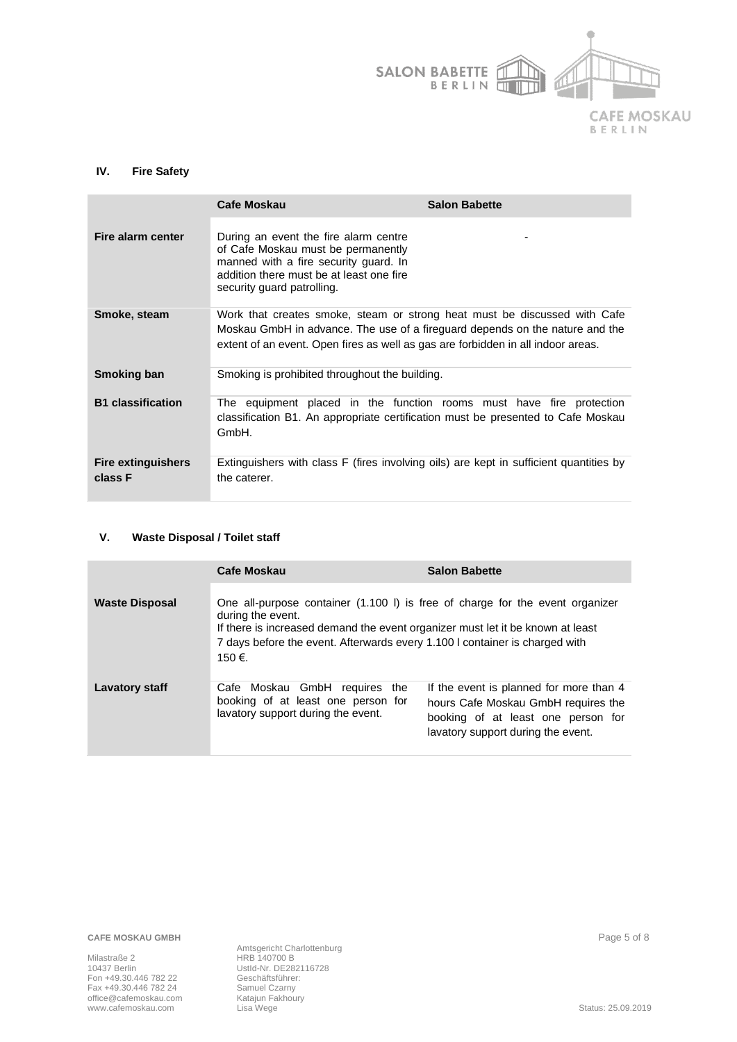## IV. Fire Safety

| | Cafe Moskau | Salon Babette |
|---|---|---|
| **Fire alarm center** | During an event the fire alarm centre of Cafe Moskau must be permanently manned with a fire security guard. In addition there must be at least one fire security guard patrolling. | - |
| **Smoke, steam** | Work that creates smoke, steam or strong heat must be discussed with Cafe Moskau GmbH in advance. The use of a fireguard depends on the nature and the extent of an event. Open fires as well as gas are forbidden in all indoor areas. | |
| **Smoking ban** | Smoking is prohibited throughout the building. | |
| **B1 classification** | The equipment placed in the function rooms must have fire protection classification B1. An appropriate certification must be presented to Cafe Moskau GmbH. | |
| **Fire extinguishers class F** | Extinguishers with class F (fires involving oils) are kept in sufficient quantities by the caterer. | |

## V. Waste Disposal / Toilet staff

| | Cafe Moskau | Salon Babette |
|---|---|---|
| **Waste Disposal** | One all-purpose container (1.100 l) is free of charge for the event organizer during the event. If there is increased demand the event organizer must let it be known at least 7 days before the event. Afterwards every 1.100 l container is charged with 150 €. | |
| **Lavatory staff** | Cafe Moskau GmbH requires the booking of at least one person for lavatory support during the event. | If the event is planned for more than 4 hours Cafe Moskau GmbH requires the booking of at least one person for lavatory support during the event. |

**CAFE MOSKAU GMBH**

Milastraße 2
10437 Berlin
Fon +49.30.446 782 22
Fax +49.30.446 782 24
office@cafemoskau.com
www.cafemoskau.com

Amtsgericht Charlottenburg
HRB 140700 B
UstId-Nr. DE282116728
Geschäftsführer:
Samuel Czarny
Katajun Fakhoury
Lisa Wege

Status: 25.09.2019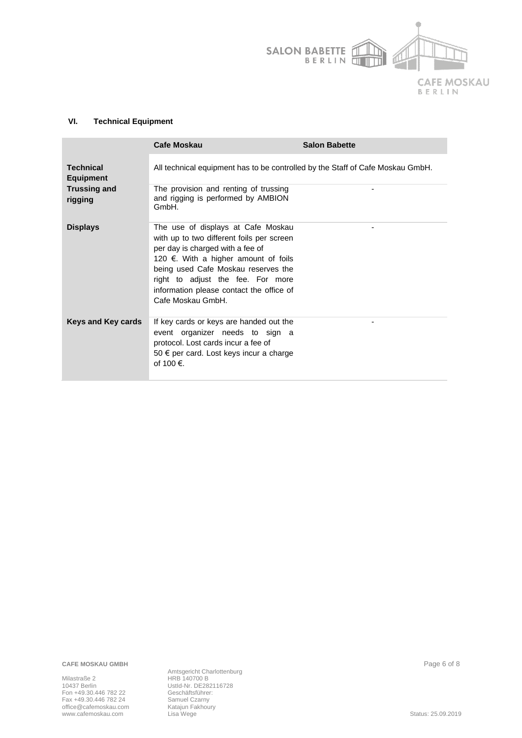## VI. Technical Equipment

| | Cafe Moskau | Salon Babette |
|---|---|---|
| **Technical Equipment** | All technical equipment has to be controlled by the Staff of Cafe Moskau GmbH. | |
| **Trussing and rigging** | The provision and renting of trussing and rigging is performed by AMBION GmbH. | - |
| **Displays** | The use of displays at Cafe Moskau with up to two different foils per screen per day is charged with a fee of 120 €. With a higher amount of foils being used Cafe Moskau reserves the right to adjust the fee. For more information please contact the office of Cafe Moskau GmbH. | - |
| **Keys and Key cards** | If key cards or keys are handed out the event organizer needs to sign a protocol. Lost cards incur a fee of 50 € per card. Lost keys incur a charge of 100 €. | - |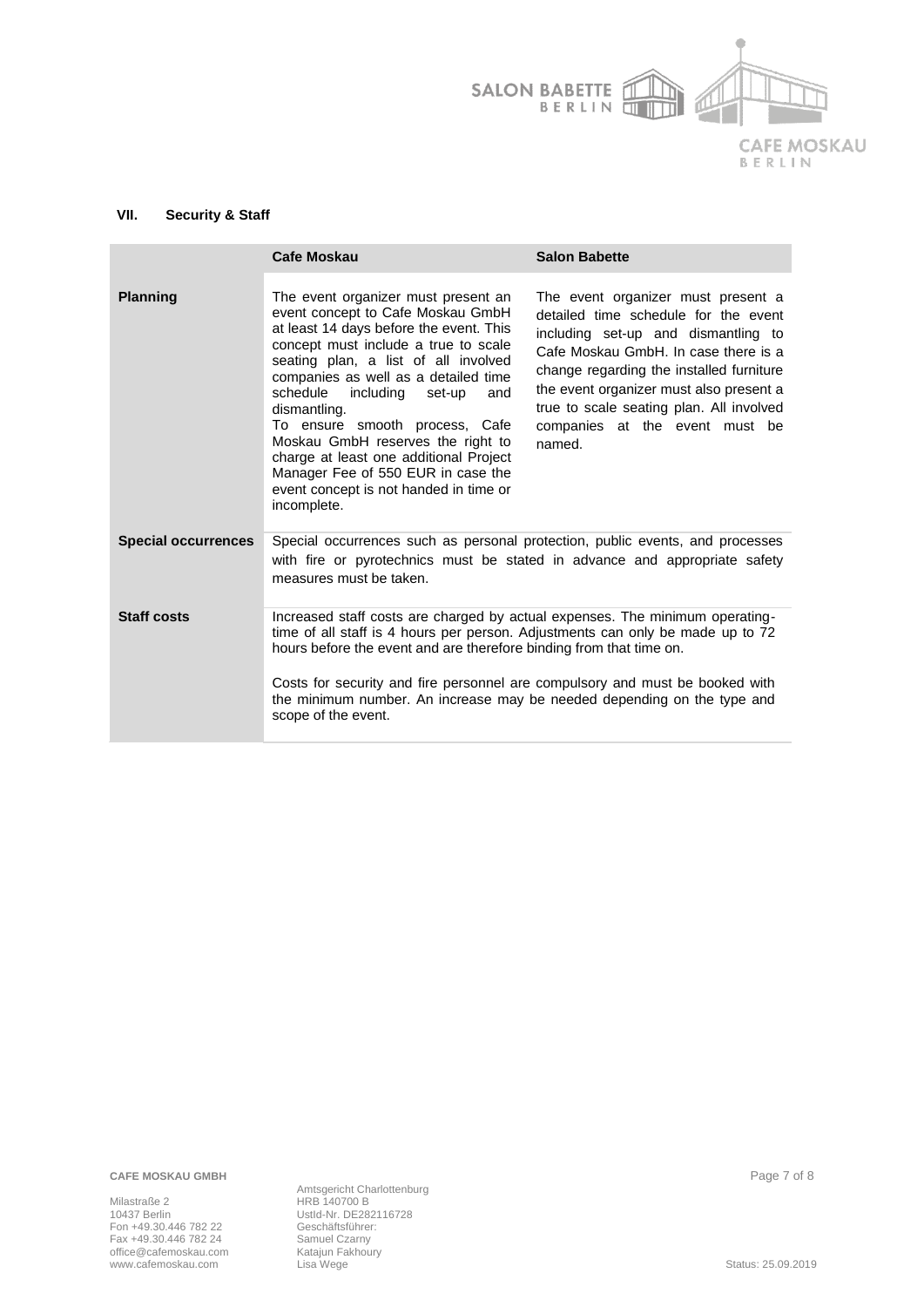## VII. Security & Staff

| | Cafe Moskau | Salon Babette |
|---|---|---|
| **Planning** | The event organizer must present an event concept to Cafe Moskau GmbH at least 14 days before the event. This concept must include a true to scale seating plan, a list of all involved companies as well as a detailed time schedule including set-up and dismantling. To ensure smooth process, Cafe Moskau GmbH reserves the right to charge at least one additional Project Manager Fee of 550 EUR in case the event concept is not handed in time or incomplete. | The event organizer must present a detailed time schedule for the event including set-up and dismantling to Cafe Moskau GmbH. In case there is a change regarding the installed furniture the event organizer must also present a true to scale seating plan. All involved companies at the event must be named. |
| **Special occurrences** | Special occurrences such as personal protection, public events, and processes with fire or pyrotechnics must be stated in advance and appropriate safety measures must be taken. | |
| **Staff costs** | Increased staff costs are charged by actual expenses. The minimum operating-time of all staff is 4 hours per person. Adjustments can only be made up to 72 hours before the event and are therefore binding from that time on.<br><br>Costs for security and fire personnel are compulsory and must be booked with the minimum number. An increase may be needed depending on the type and scope of the event. | |

**CAFE MOSKAU GMBH**

Milastraße 2
10437 Berlin
Fon +49.30.446 782 22
Fax +49.30.446 782 24
office@cafemoskau.com
www.cafemoskau.com

Amtsgericht Charlottenburg
HRB 140700 B
UstId-Nr. DE282116728
Geschäftsführer:
Samuel Czarny
Katajun Fakhoury
Lisa Wege

Status: 25.09.2019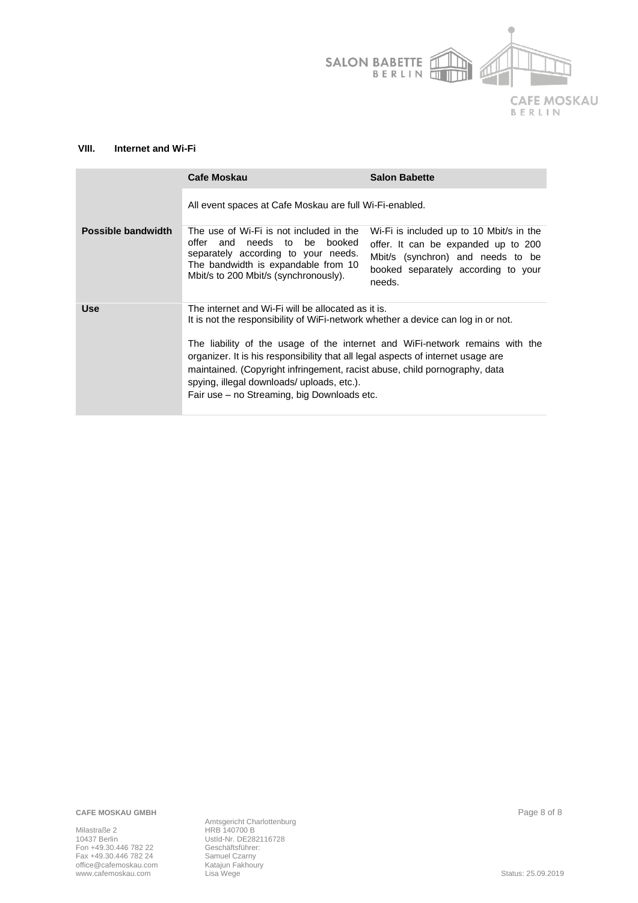## VIII. Internet and Wi-Fi

| | Cafe Moskau | Salon Babette |
|---|---|---|
| | All event spaces at Cafe Moskau are full Wi-Fi-enabled. | |
| **Possible bandwidth** | The use of Wi-Fi is not included in the offer and needs to be booked separately according to your needs. The bandwidth is expandable from 10 Mbit/s to 200 Mbit/s (synchronously). | Wi-Fi is included up to 10 Mbit/s in the offer. It can be expanded up to 200 Mbit/s (synchron) and needs to be booked separately according to your needs. |
| **Use** | The internet and Wi-Fi will be allocated as it is.<br>It is not the responsibility of WiFi-network whether a device can log in or not.<br><br>The liability of the usage of the internet and WiFi-network remains with the organizer. It is his responsibility that all legal aspects of internet usage are maintained. (Copyright infringement, racist abuse, child pornography, data spying, illegal downloads/ uploads, etc.).<br>Fair use – no Streaming, big Downloads etc. | |

**CAFE MOSKAU GMBH**

Milastraße 2
10437 Berlin
Fon +49.30.446 782 22
Fax +49.30.446 782 24
office@cafemoskau.com
www.cafemoskau.com

Amtsgericht Charlottenburg
HRB 140700 B
UstId-Nr. DE282116728
Geschäftsführer:
Samuel Czarny
Katajun Fakhoury
Lisa Wege

Status: 25.09.2019